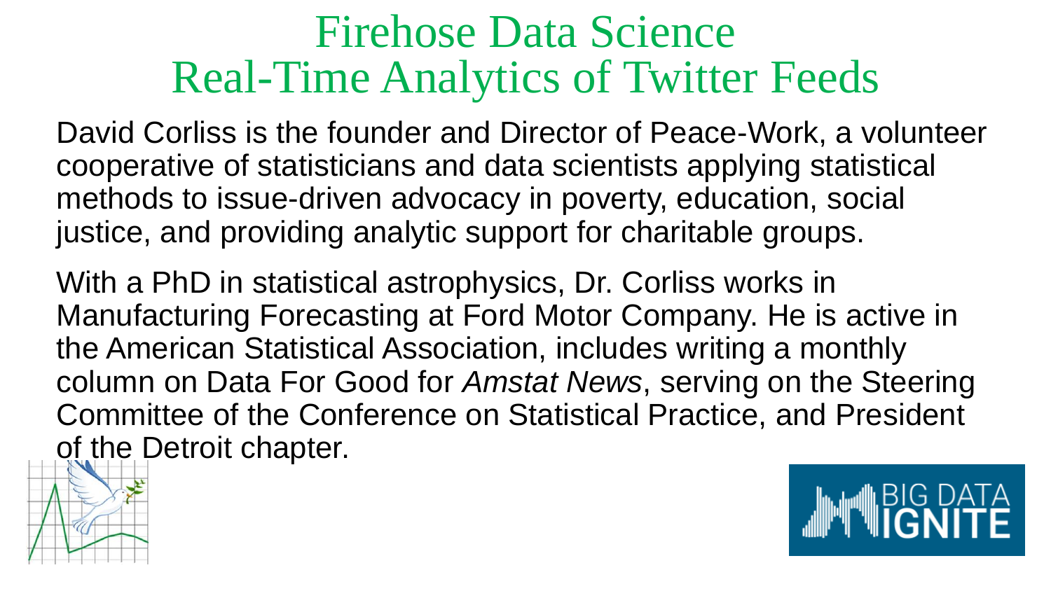# Firehose Data Science
# Real-Time Analytics of Twitter Feeds

David Corliss is the founder and Director of Peace-Work, a volunteer cooperative of statisticians and data scientists applying statistical methods to issue-driven advocacy in poverty, education, social justice, and providing analytic support for charitable groups.

With a PhD in statistical astrophysics, Dr. Corliss works in Manufacturing Forecasting at Ford Motor Company. He is active in the American Statistical Association, includes writing a monthly column on Data For Good for *Amstat News*, serving on the Steering Committee of the Conference on Statistical Practice, and President of the Detroit chapter.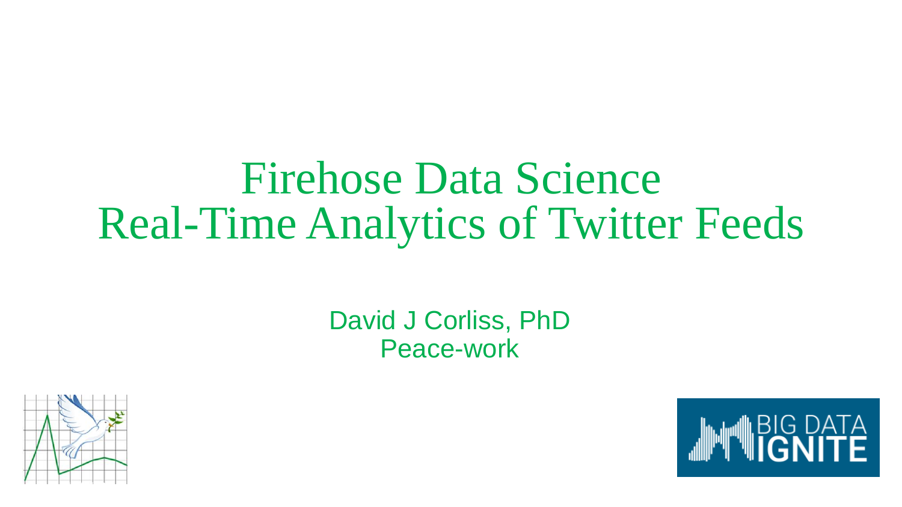# Firehose Data Science
# Real-Time Analytics of Twitter Feeds

David J Corliss, PhD

Peace-work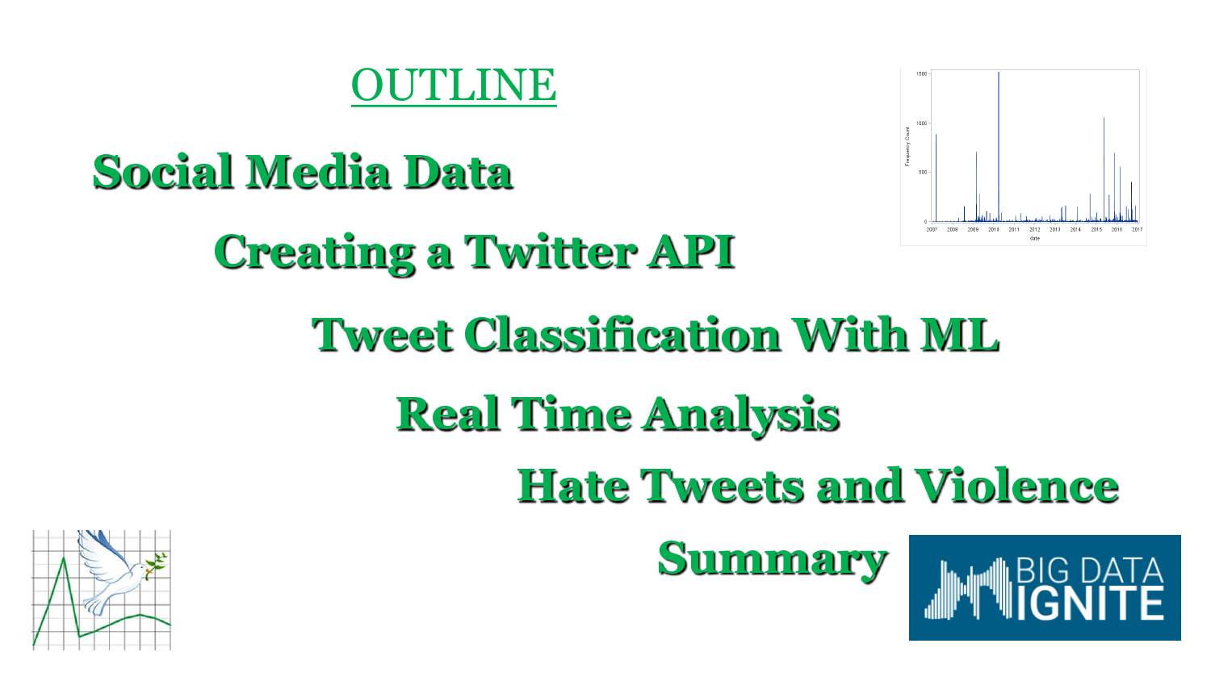# OUTLINE

**Social Media Data**

**Creating a Twitter API**

**Tweet Classification With ML**

**Real Time Analysis**

**Hate Tweets and Violence**

**Summary**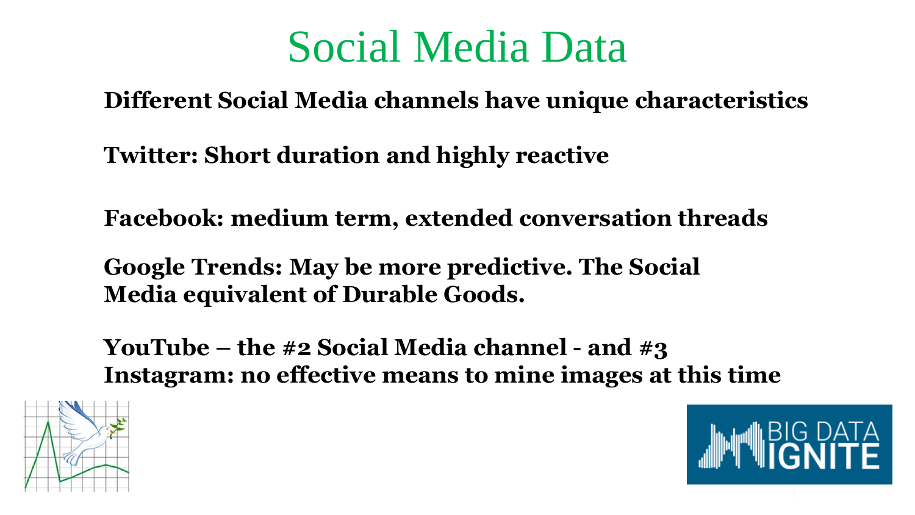# Social Media Data

**Different Social Media channels have unique characteristics**

**Twitter: Short duration and highly reactive**

**Facebook: medium term, extended conversation threads**

**Google Trends: May be more predictive. The Social Media equivalent of Durable Goods.**

**YouTube – the #2 Social Media channel - and #3**
**Instagram: no effective means to mine images at this time**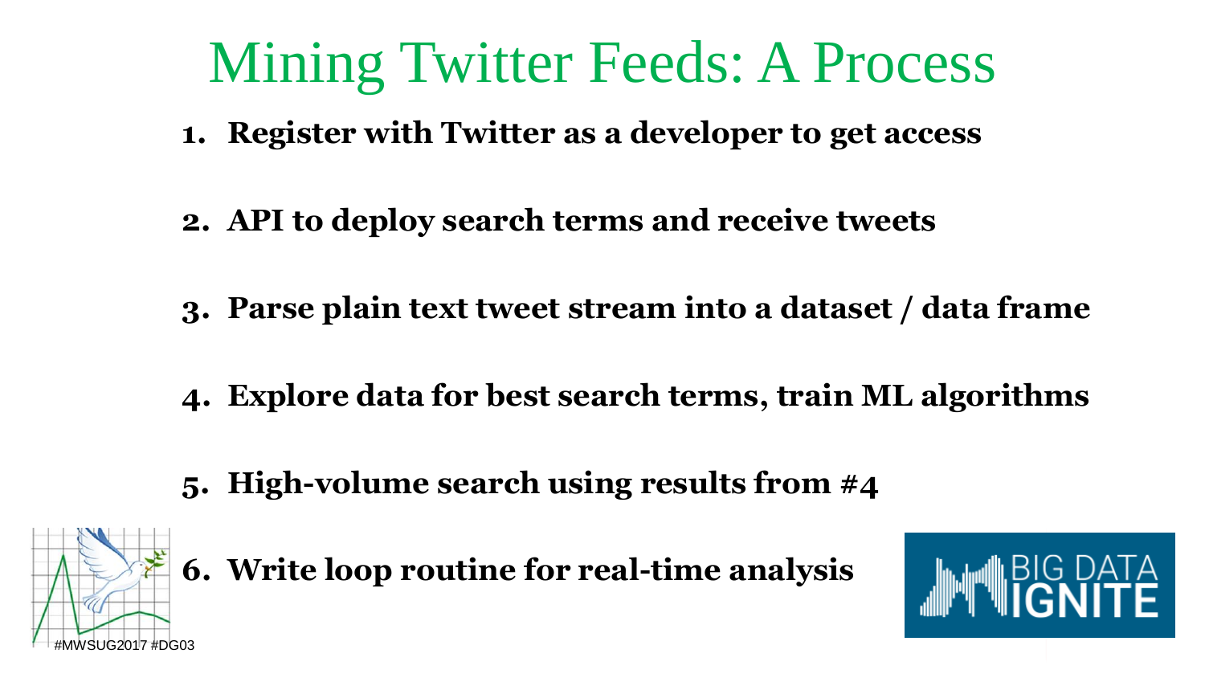# Mining Twitter Feeds: A Process

1. **Register with Twitter as a developer to get access**
2. **API to deploy search terms and receive tweets**
3. **Parse plain text tweet stream into a dataset / data frame**
4. **Explore data for best search terms, train ML algorithms**
5. **High-volume search using results from #4**
6. **Write loop routine for real-time analysis**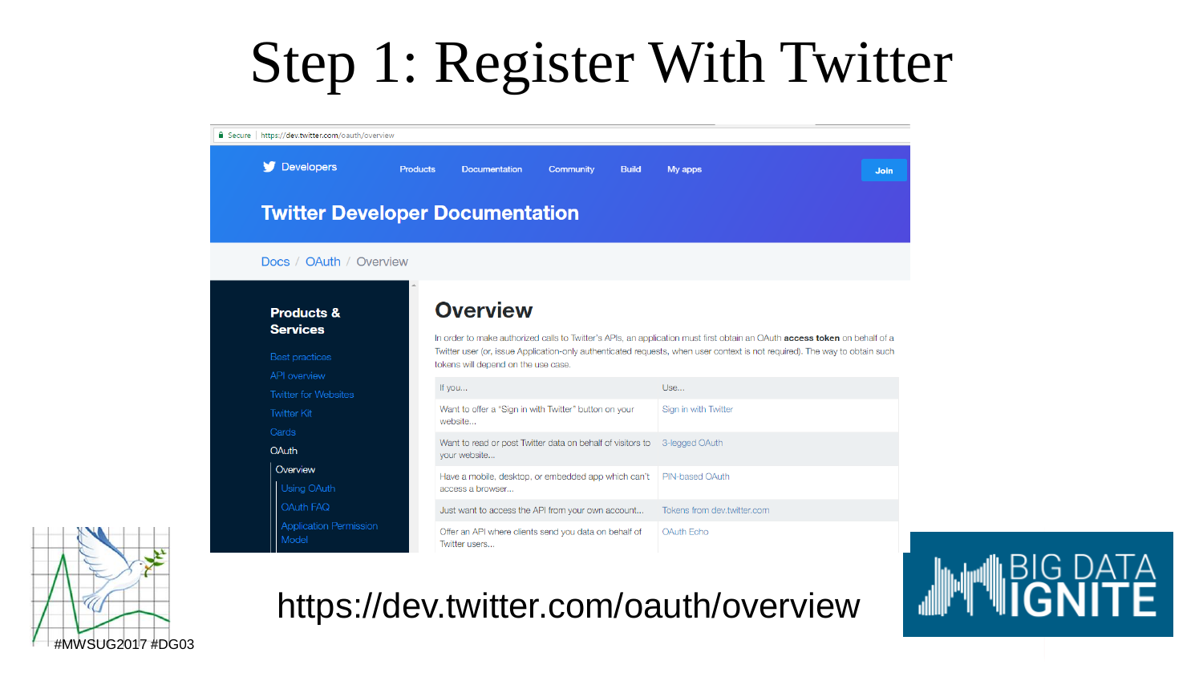# Step 1: Register With Twitter

Secure | https://dev.twitter.com/oauth/overview

Developers | Products | Documentation | Community | Build | My apps | Join

## Twitter Developer Documentation

Docs / OAuth / Overview

**Products & Services**

- Best practices
- API overview
- Twitter for Websites
- Twitter Kit
- Cards
- OAuth
  - Overview
  - Using OAuth
  - OAuth FAQ
  - Application Permission Model

## Overview

In order to make authorized calls to Twitter's APIs, an application must first obtain an OAuth **access token** on behalf of a Twitter user (or, issue Application-only authenticated requests, when user context is not required). The way to obtain such tokens will depend on the use case.

| If you... | Use... |
|---|---|
| Want to offer a "Sign in with Twitter" button on your website... | Sign in with Twitter |
| Want to read or post Twitter data on behalf of visitors to your website... | 3-legged OAuth |
| Have a mobile, desktop, or embedded app which can't access a browser... | PIN-based OAuth |
| Just want to access the API from your own account... | Tokens from dev.twitter.com |
| Offer an API where clients send you data on behalf of Twitter users... | OAuth Echo |

https://dev.twitter.com/oauth/overview

#MWSUG2017 #DG03

BIG DATA IGNITE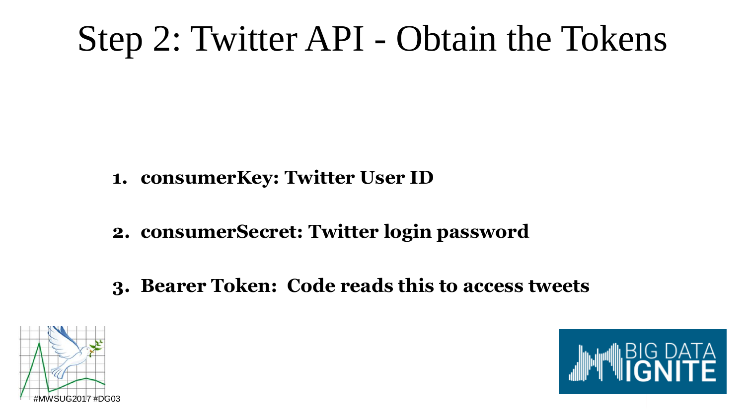# Step 2: Twitter API - Obtain the Tokens

1. **consumerKey: Twitter User ID**

2. **consumerSecret: Twitter login password**

3. **Bearer Token: Code reads this to access tweets**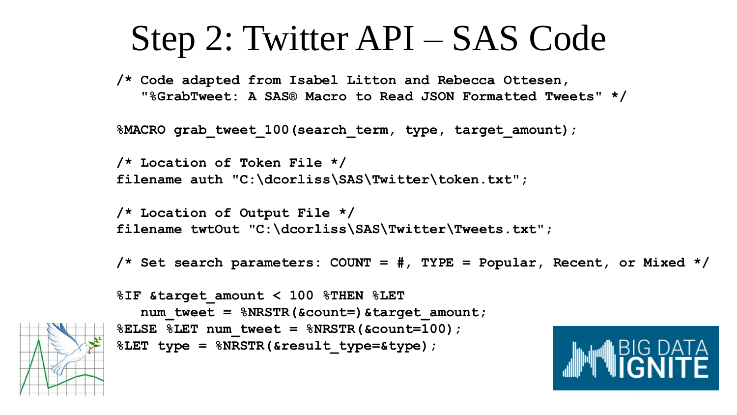# Step 2: Twitter API – SAS Code

```
/* Code adapted from Isabel Litton and Rebecca Ottesen,
   "%GrabTweet: A SAS® Macro to Read JSON Formatted Tweets" */

%MACRO grab_tweet_100(search_term, type, target_amount);

/* Location of Token File */
filename auth "C:\dcorliss\SAS\Twitter\token.txt";

/* Location of Output File */
filename twtOut "C:\dcorliss\SAS\Twitter\Tweets.txt";

/* Set search parameters: COUNT = #, TYPE = Popular, Recent, or Mixed */

%IF &target_amount < 100 %THEN %LET
   num_tweet = %NRSTR(&count=)&target_amount;
%ELSE %LET num_tweet = %NRSTR(&count=100);
%LET type = %NRSTR(&result_type=&type);
```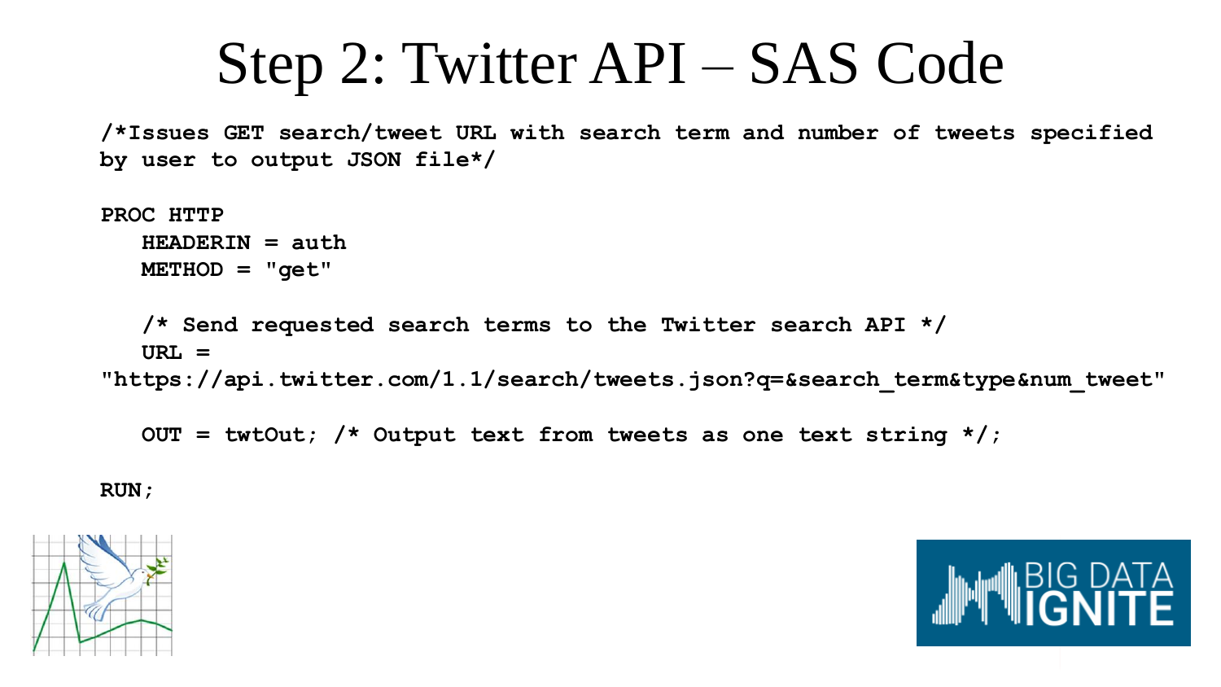# Step 2: Twitter API – SAS Code

```
/*Issues GET search/tweet URL with search term and number of tweets specified
by user to output JSON file*/

PROC HTTP
   HEADERIN = auth
   METHOD = "get"

   /* Send requested search terms to the Twitter search API */
   URL =
"https://api.twitter.com/1.1/search/tweets.json?q=&search_term&type&num_tweet"

   OUT = twtOut; /* Output text from tweets as one text string */;

RUN;
```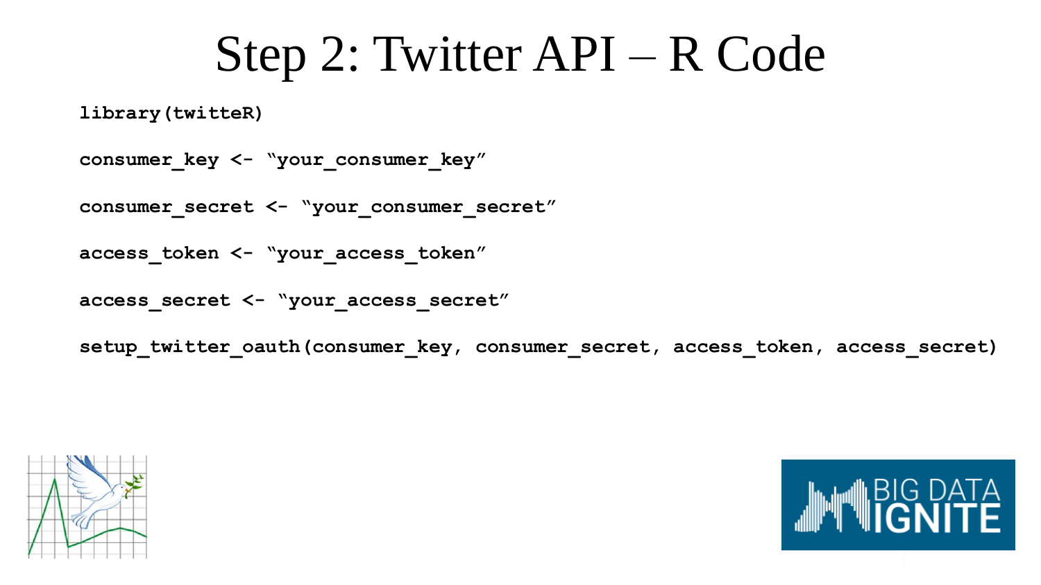# Step 2: Twitter API – R Code

```
library(twitteR)

consumer_key <- “your_consumer_key”

consumer_secret <- “your_consumer_secret”

access_token <- “your_access_token”

access_secret <- “your_access_secret”

setup_twitter_oauth(consumer_key, consumer_secret, access_token, access_secret)
```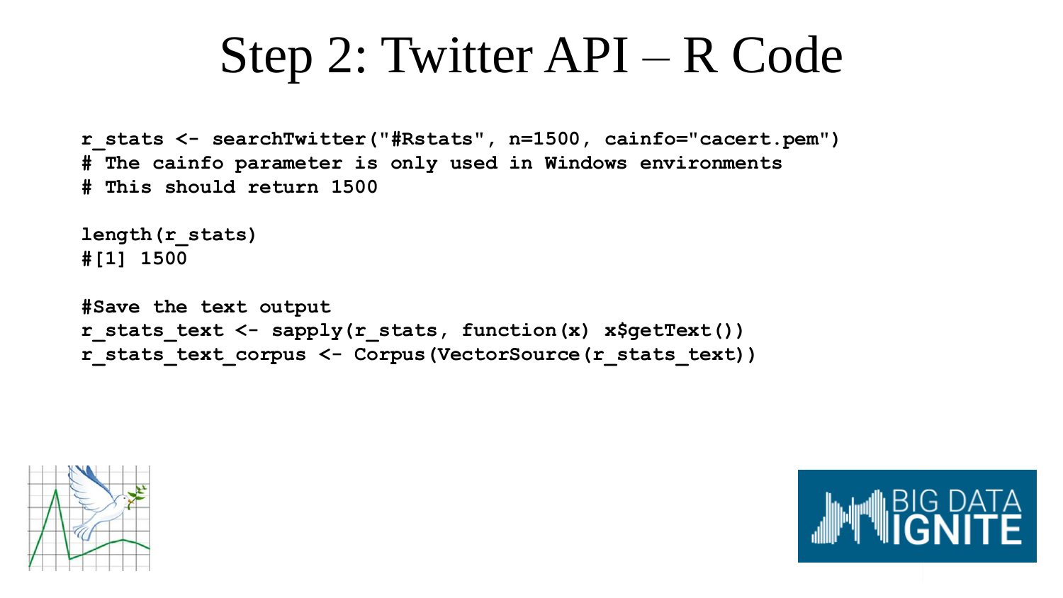# Step 2: Twitter API – R Code

```
r_stats <- searchTwitter("#Rstats", n=1500, cainfo="cacert.pem")
# The cainfo parameter is only used in Windows environments
# This should return 1500

length(r_stats)
#[1] 1500

#Save the text output
r_stats_text <- sapply(r_stats, function(x) x$getText())
r_stats_text_corpus <- Corpus(VectorSource(r_stats_text))
```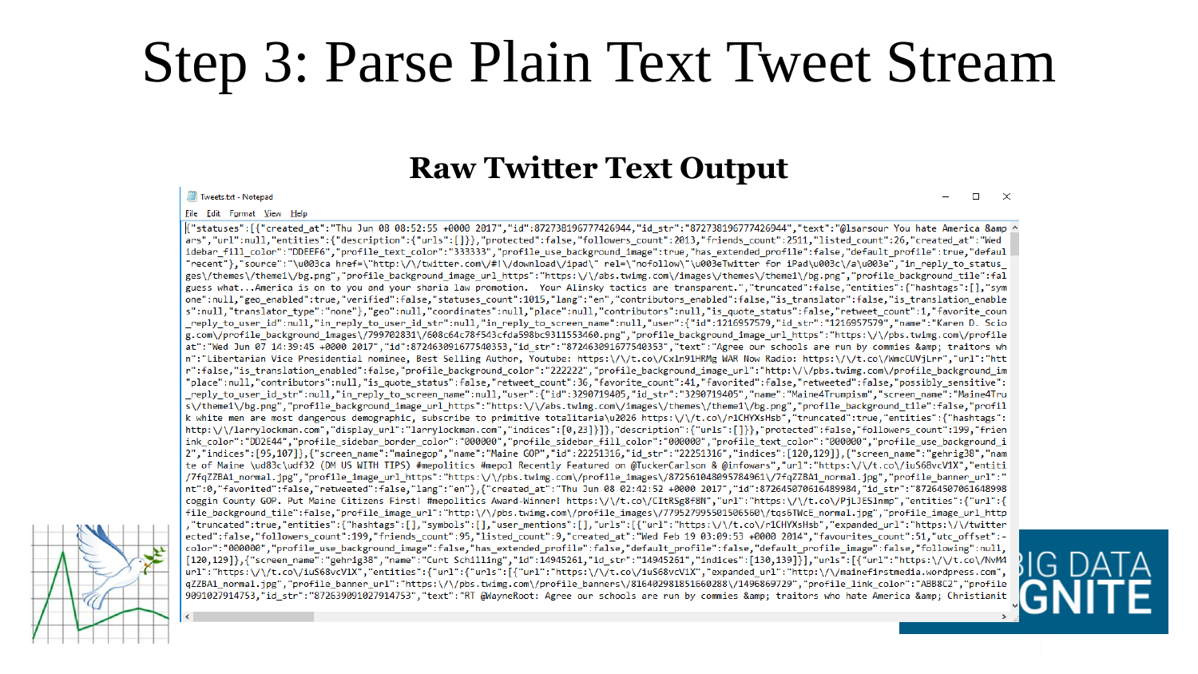# Step 3: Parse Plain Text Tweet Stream

## Raw Twitter Text Output

Tweets.txt - Notepad

File Edit Format View Help

```
{"statuses":[{"created_at":"Thu Jun 08 08:52:55 +0000 2017","id":872738196777426944,"id_str":"872738196777426944","text":"@lsarsour You hate America &amp
ars","url":null,"entities":{"description":{"urls":[]}},"protected":false,"followers_count":2013,"friends_count":2511,"listed_count":26,"created_at":"Wed
idebar_fill_color":"DDEEF6","profile_text_color":"333333","profile_use_background_image":true,"has_extended_profile":false,"default_profile":true,"defaul
"recent"},"source":"\u003ca href=\"http:\/\/twitter.com\/#!\/download\/ipad\" rel=\"nofollow\"\u003eTwitter for iPad\u003c\/a\u003e","in_reply_to_status_
ges\/themes\/theme1\/bg.png","profile_background_image_url_https":"https:\/\/abs.twimg.com\/images\/themes\/theme1\/bg.png","profile_background_tile":fal
guess what...America is on to you and your sharia law promotion.  Your Alinsky tactics are transparent.","truncated":false,"entities":{"hashtags":[],"sym
one":null,"geo_enabled":true,"verified":false,"statuses_count":1015,"lang":"en","contributors_enabled":false,"is_translator":false,"is_translation_enable
s":null,"translator_type":"none"},"geo":null,"coordinates":null,"place":null,"contributors":null,"is_quote_status":false,"retweet_count":1,"favorite_coun
_reply_to_user_id":null,"in_reply_to_user_id_str":null,"in_reply_to_screen_name":null,"user":{"id":1216957579,"id_str":"1216957579","name":"Karen D. Scio
g.com\/profile_background_images\/799702831\/608c64c78f543cfda598bc9311553460.png","profile_background_image_url_https":"https:\/\/pbs.twimg.com\/profile
at":"Wed Jun 07 14:39:45 +0000 2017","id":872463091677540353,"id_str":"872463091677540353","text":"Agree our schools are run by commies &amp; traitors wh
n":"Libertarian Vice Presidential nominee, Best Selling Author, Youtube: https:\/\/t.co\/Cx1n91HRMg WAR Now Radio: https:\/\/t.co\/WmcCUVjLrr","url":"htt
r":false,"is_translation_enabled":false,"profile_background_color":"222222","profile_background_image_url":"http:\/\/pbs.twimg.com\/profile_background_im
"place":null,"contributors":null,"is_quote_status":false,"retweet_count":36,"favorite_count":41,"favorited":false,"retweeted":false,"possibly_sensitive":
_reply_to_user_id_str":null,"in_reply_to_screen_name":null,"user":{"id":3290719405,"id_str":"3290719405","name":"Maine4Trumpism","screen_name":"Maine4Tru
s\/theme1\/bg.png","profile_background_image_url_https":"https:\/\/abs.twimg.com\/images\/themes\/theme1\/bg.png","profile_background_tile":false,"profil
k white men are most dangerous demographic, subscribe to primitive totalitaria\u2026 https:\/\/t.co\/r1CHYXsHsb","truncated":true,"entities":{"hashtags":
http:\/\/larrylockman.com","display_url":"larrylockman.com","indices":[0,23]}]},"description":{"urls":[]}},"protected":false,"followers_count":199,"frien
ink_color":"DD2E44","profile_sidebar_border_color":"000000","profile_sidebar_fill_color":"000000","profile_text_color":"000000","profile_use_background_i
2","indices":[95,107]},{"screen_name":"mainegop","name":"Maine GOP","id":22251316,"id_str":"22251316","indices":[120,129]},{"screen_name":"gehrig38","nam
te of Maine \ud83c\udf32 (DM US WITH TIPS) #mepolitics #mepol Recently Featured on @TuckerCarlson & @infowars","url":"https:\/\/t.co\/iuS68vcV1X","entiti
/7fqZZBA1_normal.jpg","profile_image_url_https":"https:\/\/pbs.twimg.com\/profile_images\/872561048095784961\/7fqZZBA1_normal.jpg","profile_banner_url":"
nt":0,"favorited":false,"retweeted":false,"lang":"en"},{"created_at":"Thu Jun 08 02:42:52 +0000 2017","id":872645070616489984,"id_str":"87264507061648998
coggin County GOP. Put Maine Citizens First! #mepolitics Award-Winner! https:\/\/t.co\/CItRSg8f8N","url":"https:\/\/t.co\/PjLJES1nmp","entities":{"url":{
file_background_tile":false,"profile_image_url":"http:\/\/pbs.twimg.com\/profile_images\/779527995501506560\/tqs6TWcE_normal.jpg","profile_image_url_http
,"truncated":true,"entities":{"hashtags":[],"symbols":[],"user_mentions":[],"urls":[{"url":"https:\/\/t.co\/r1CHYXsHsb","expanded_url":"https:\/\/twitter
ected":false,"followers_count":199,"friends_count":95,"listed_count":9,"created_at":"Wed Feb 19 03:09:53 +0000 2014","favourites_count":51,"utc_offset":-
color":"000000","profile_use_background_image":false,"has_extended_profile":false,"default_profile":false,"default_profile_image":false,"following":null,
[120,129]},{"screen_name":"gehrig38","name":"Curt Schilling","id":14945261,"id_str":"14945261","indices":[130,139]}],"urls":[{"url":"https:\/\/t.co\/NvM4
url":"https:\/\/t.co\/iuS68vcV1X","entities":{"url":{"urls":[{"url":"https:\/\/t.co\/iuS68vcV1X","expanded_url":"http:\/\/mainefirstmedia.wordpress.com",
qZZBA1_normal.jpg","profile_banner_url":"https:\/\/pbs.twimg.com\/profile_banners\/816402981851660288\/1496869729","profile_link_color":"ABB8C2","profile
9091027914753,"id_str":"872639091027914753","text":"RT @WayneRoot: Agree our schools are run by commies &amp; traitors who hate America &amp; Christianit
```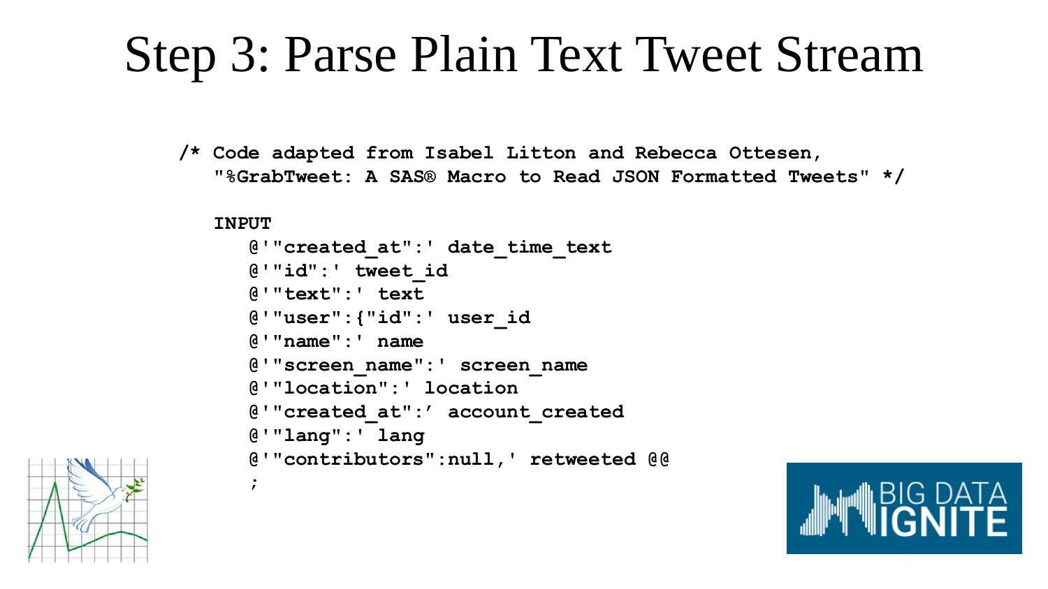# Step 3: Parse Plain Text Tweet Stream

```
/* Code adapted from Isabel Litton and Rebecca Ottesen,
   "%GrabTweet: A SAS® Macro to Read JSON Formatted Tweets" */

   INPUT
      @'"created_at":' date_time_text
      @'"id":' tweet_id
      @'"text":' text
      @'"user":{"id":' user_id
      @'"name":' name
      @'"screen_name":' screen_name
      @'"location":' location
      @'"created_at":’ account_created
      @'"lang":' lang
      @'"contributors":null,' retweeted @@
      ;
```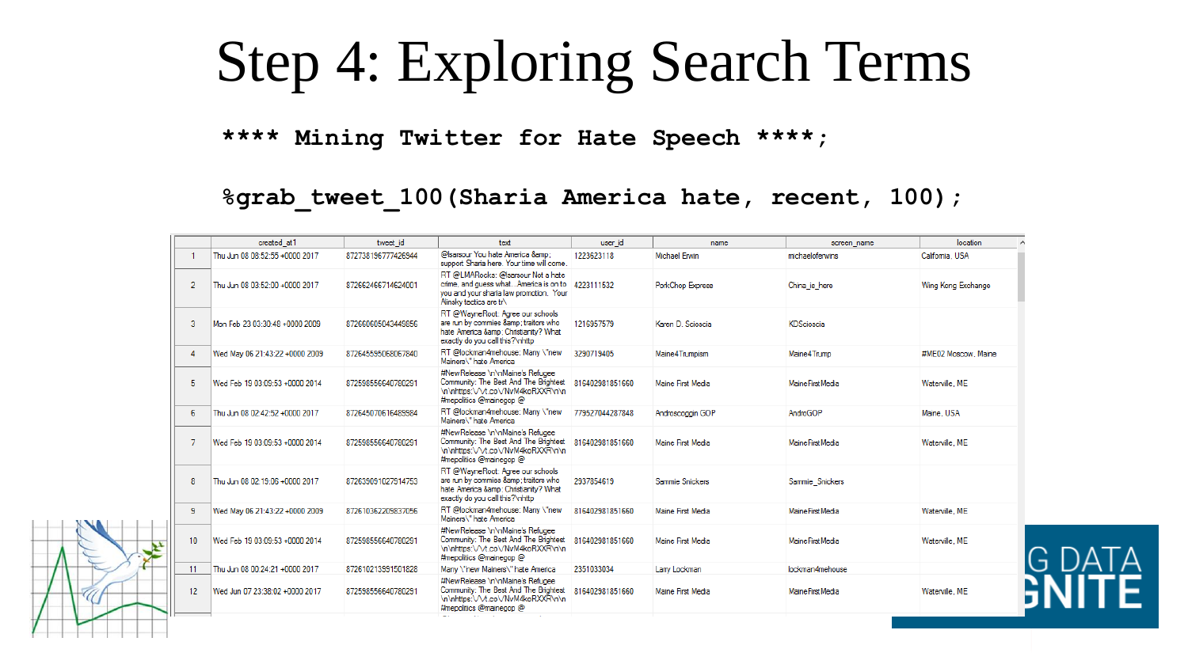# Step 4: Exploring Search Terms

```
**** Mining Twitter for Hate Speech ****;

%grab_tweet_100(Sharia America hate, recent, 100);
```

| | created_at1 | tweet_id | text | user_id | name | screen_name | location |
|---|---|---|---|---|---|---|---|
| 1 | Thu Jun 08 03:52:55 +0000 2017 | 872738196777426944 | @lsarsour You hate America &amp; support Sharia here. Your time will come. | 1223623118 | Michael Erwin | michaelofenwins | California, USA |
| 2 | Thu Jun 08 03:52:00 +0000 2017 | 872662466714624001 | RT @LMARocks: @lsarsour Not a hate crime, and guess what...America is on to you and your sharia law promotion. Your Alinsky tactics are tr\ | 4223111532 | PorkChop Express | China_is_here | Wing Kong Exchange |
| 3 | Mon Feb 23 03:30:48 +0000 2009 | 872660605043449856 | RT @WayneRoot: Agree our schools are run by commies &amp; traitors who hate America &amp; Christianity? What exactly do you call this?\nhttp | 1216957579 | Karen D. Scioscia | KDScioscia | |
| 4 | Wed May 06 21:43:22 +0000 2009 | 872645595068067840 | RT @lockman4mehouse: Many \"new Mainers\" hate America | 3290719405 | Maine4Trumpism | Maine4Trump | #ME02 Moscow, Maine |
| 5 | Wed Feb 19 03:09:53 +0000 2014 | 872598556640780291 | #NewRelease \n\nMaine's Refugee Community: The Best And The Brightest \n\nhttps:\/\/t.co\/NvM4koRXXR\n\n #mepolitics @mainegop @ | 816402981851660 | Maine First Media | MaineFirstMedia | Waterville, ME |
| 6 | Thu Jun 08 02:42:52 +0000 2017 | 872645070616485984 | RT @lockman4mehouse: Many \"new Mainers\" hate America | 779527044287848 | Androscoggin GOP | AndroGOP | Maine, USA |
| 7 | Wed Feb 19 03:09:53 +0000 2014 | 872598556640780291 | #NewRelease \n\nMaine's Refugee Community: The Best And The Brightest \n\nhttps:\/\/t.co\/NvM4koRXXR\n\n #mepolitics @mainegop @ | 816402981851660 | Maine First Media | MaineFirstMedia | Waterville, ME |
| 8 | Thu Jun 08 02:19:06 +0000 2017 | 872639061027514753 | RT @WayneRoot: Agree our schools are run by commies &amp; traitors who hate America &amp; Christianity? What exactly do you call this?\nhttp | 2937854619 | Sammie Snickers | Sammie_Snickers | |
| 9 | Wed May 06 21:43:22 +0000 2009 | 872610362205837056 | RT @lockman4mehouse: Many \"new Mainers\" hate America | 816402981851660 | Maine First Media | MaineFirstMedia | Waterville, ME |
| 10 | Wed Feb 19 03:09:53 +0000 2014 | 872598556640780291 | #NewRelease \n\nMaine's Refugee Community: The Best And The Brightest \n\nhttps:\/\/t.co\/NvM4koRXXR\n\n #mepolitics @mainegop @ | 816402981851660 | Maine First Media | MaineFirstMedia | Waterville, ME |
| 11 | Thu Jun 08 00:24:21 +0000 2017 | 872610213591501828 | Many \"new Mainers\" hate America | 2351033034 | Larry Lockman | lockman4mehouse | |
| 12 | Wed Jun 07 23:38:02 +0000 2017 | 872598556640780291 | #NewRelease \n\nMaine's Refugee Community: The Best And The Brightest \n\nhttps:\/\/t.co\/NvM4koRXXR\n\n #mepolitics @mainegop @ | 816402981851660 | Maine First Media | MaineFirstMedia | Waterville, ME |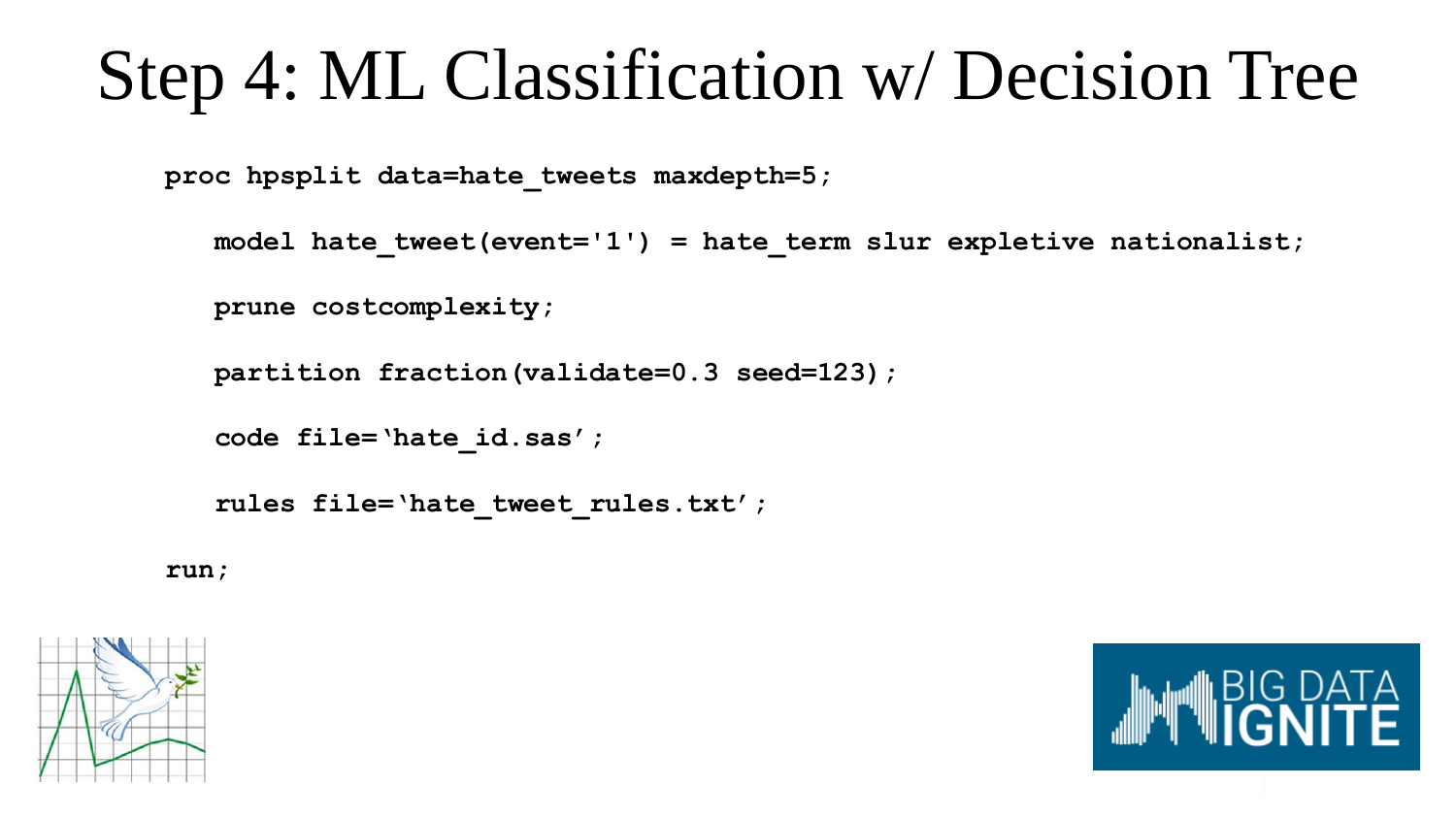# Step 4: ML Classification w/ Decision Tree

```
proc hpsplit data=hate_tweets maxdepth=5;
   model hate_tweet(event='1') = hate_term slur expletive nationalist;
   prune costcomplexity;
   partition fraction(validate=0.3 seed=123);
   code file='hate_id.sas';
   rules file='hate_tweet_rules.txt';
run;
```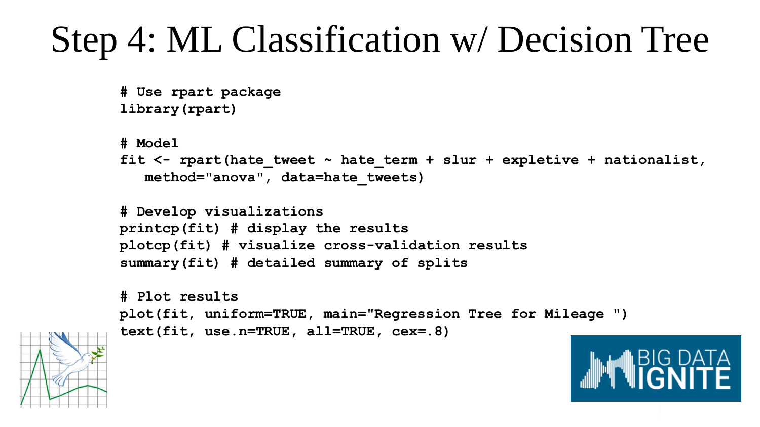# Step 4: ML Classification w/ Decision Tree

```
# Use rpart package
library(rpart)

# Model
fit <- rpart(hate_tweet ~ hate_term + slur + expletive + nationalist,
   method="anova", data=hate_tweets)

# Develop visualizations
printcp(fit) # display the results
plotcp(fit) # visualize cross-validation results
summary(fit) # detailed summary of splits

# Plot results
plot(fit, uniform=TRUE, main="Regression Tree for Mileage ")
text(fit, use.n=TRUE, all=TRUE, cex=.8)
```

BIG DATA IGNITE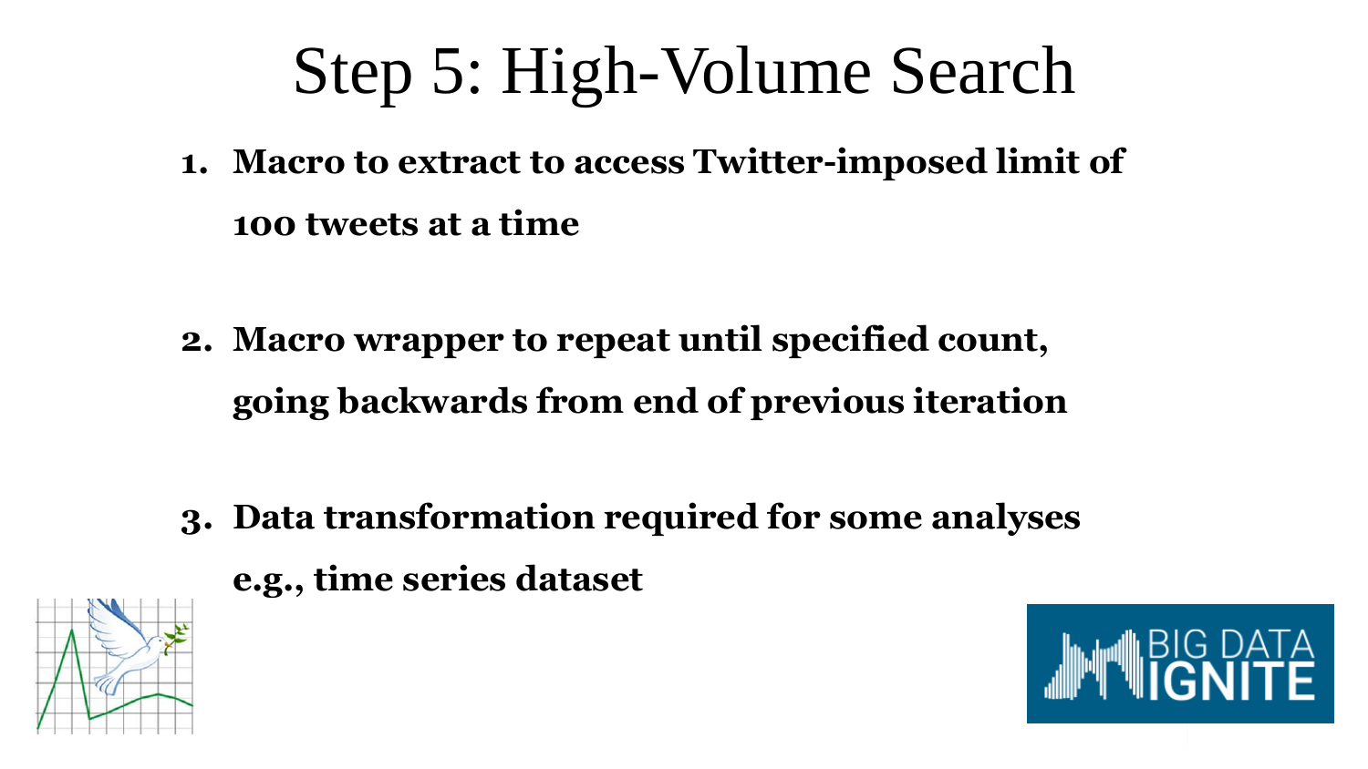# Step 5: High-Volume Search

1. **Macro to extract to access Twitter-imposed limit of 100 tweets at a time**

2. **Macro wrapper to repeat until specified count, going backwards from end of previous iteration**

3. **Data transformation required for some analyses e.g., time series dataset**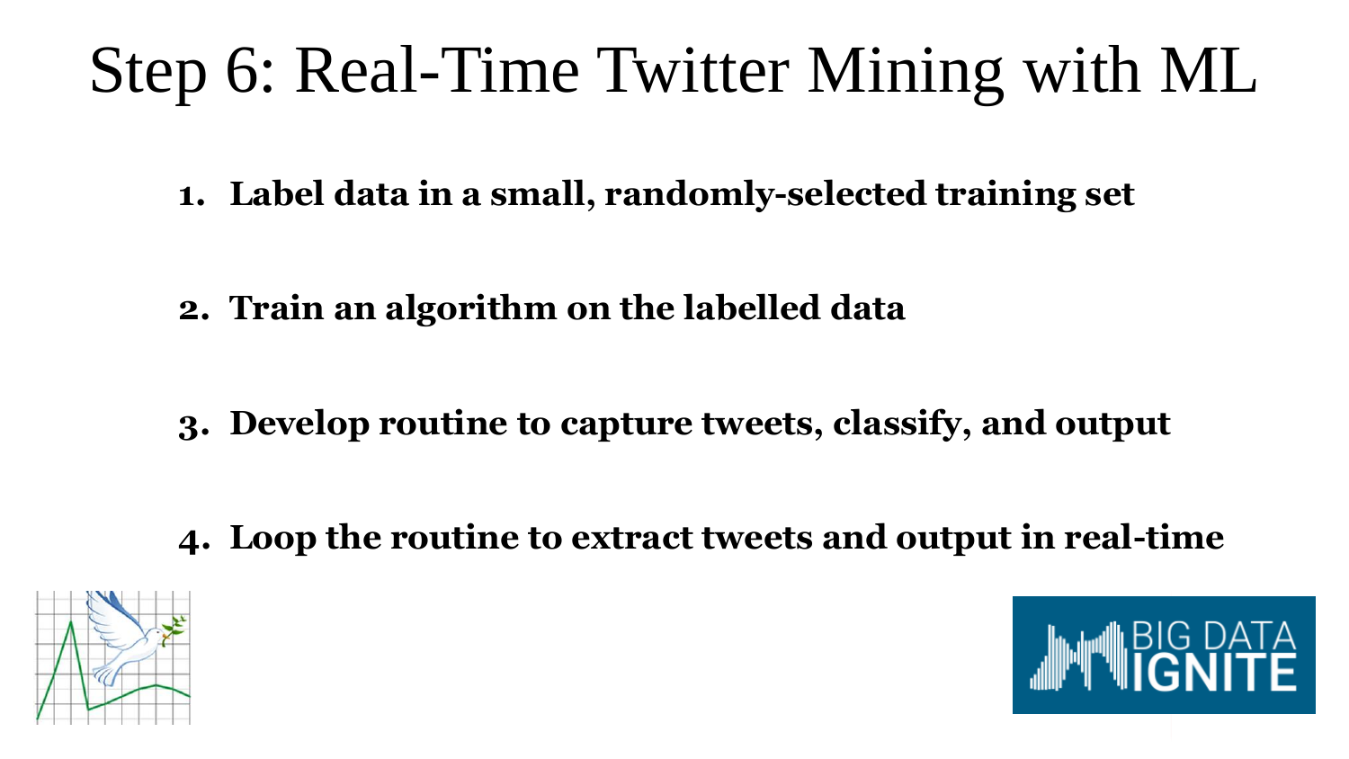# Step 6: Real-Time Twitter Mining with ML

1. **Label data in a small, randomly-selected training set**

2. **Train an algorithm on the labelled data**

3. **Develop routine to capture tweets, classify, and output**

4. **Loop the routine to extract tweets and output in real-time**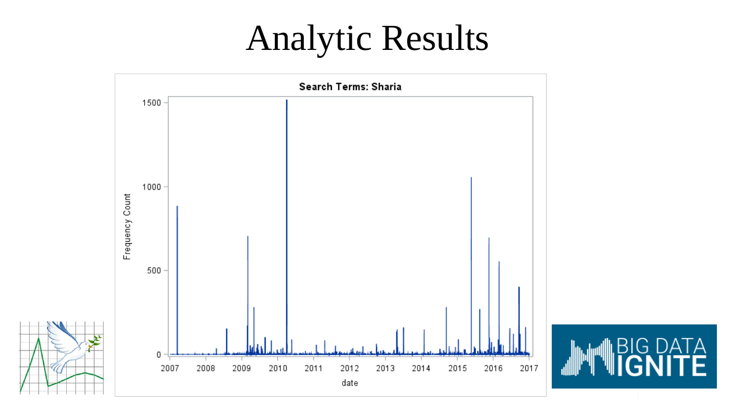# Analytic Results

**Search Terms: Sharia**

Frequency Count

date

2007 2008 2009 2010 2011 2012 2013 2014 2015 2016 2017

0 500 1000 1500

BIG DATA IGNITE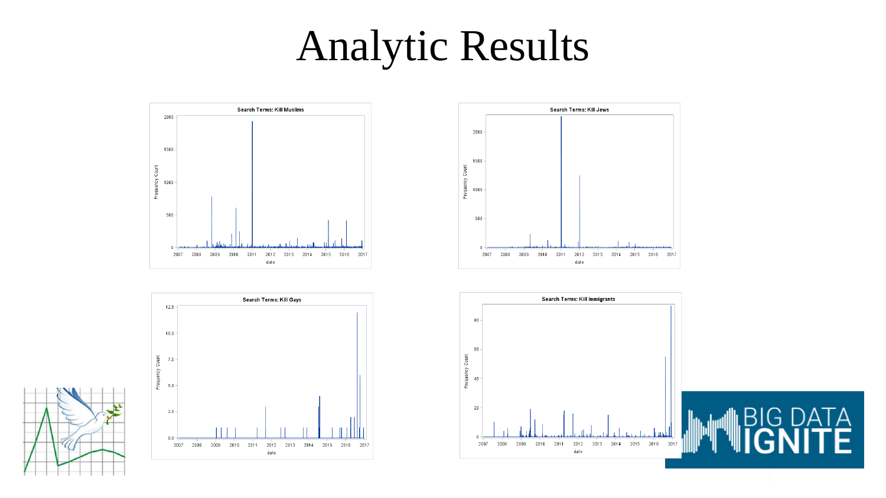# Analytic Results

Search Terms: Kill Muslims

Search Terms: Kill Jews

Search Terms: Kill Gays

Search Terms: Kill Immigrants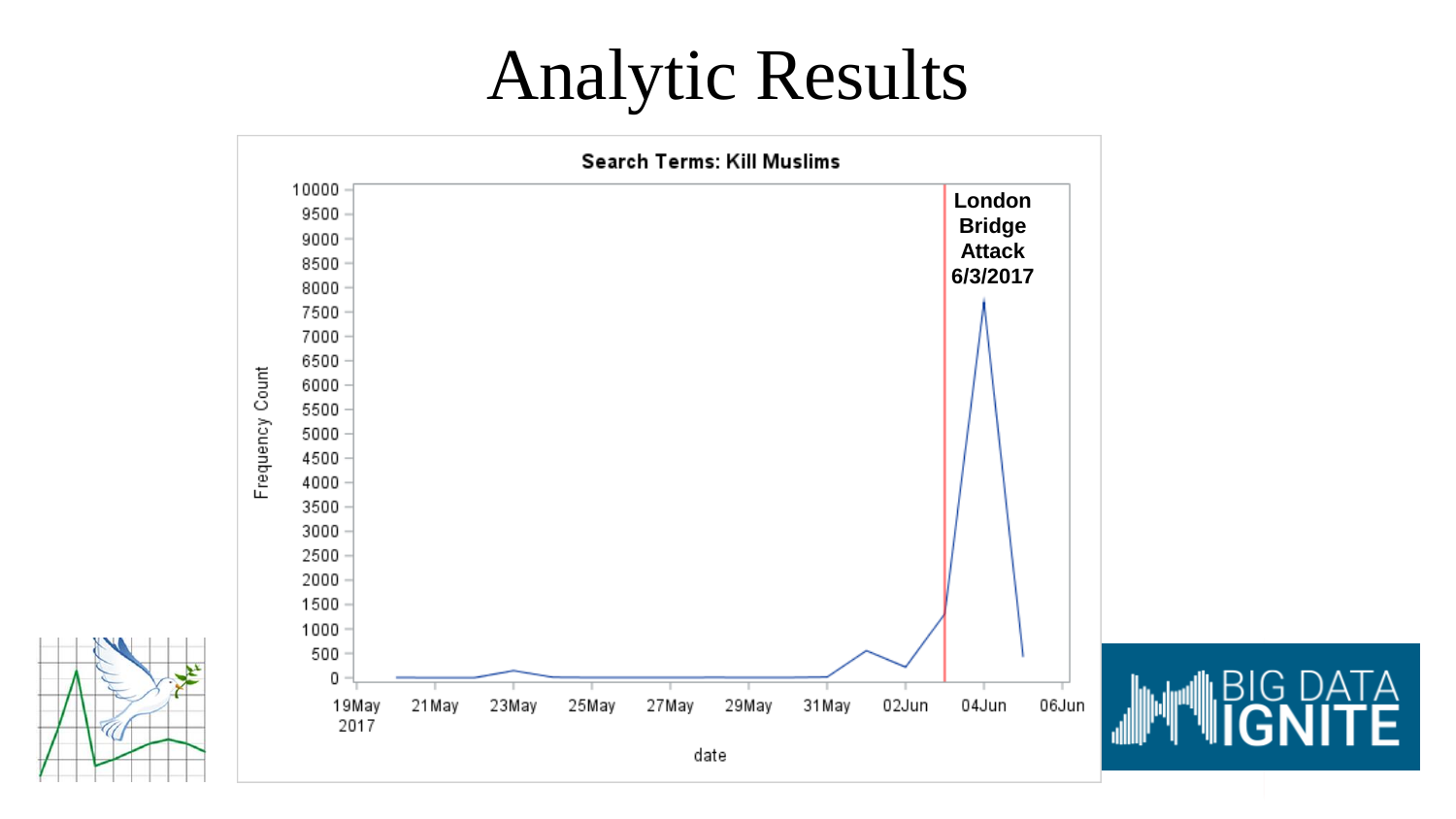# Analytic Results

**Search Terms: Kill Muslims**

Frequency Count

10000
9500
9000
8500
8000
7500
7000
6500
6000
5500
5000
4500
4000
3500
3000
2500
2000
1500
1000
500
0

19May 2017 | 21May | 23May | 25May | 27May | 29May | 31May | 02Jun | 04Jun | 06Jun

date

**London Bridge Attack 6/3/2017**

BIG DATA IGNITE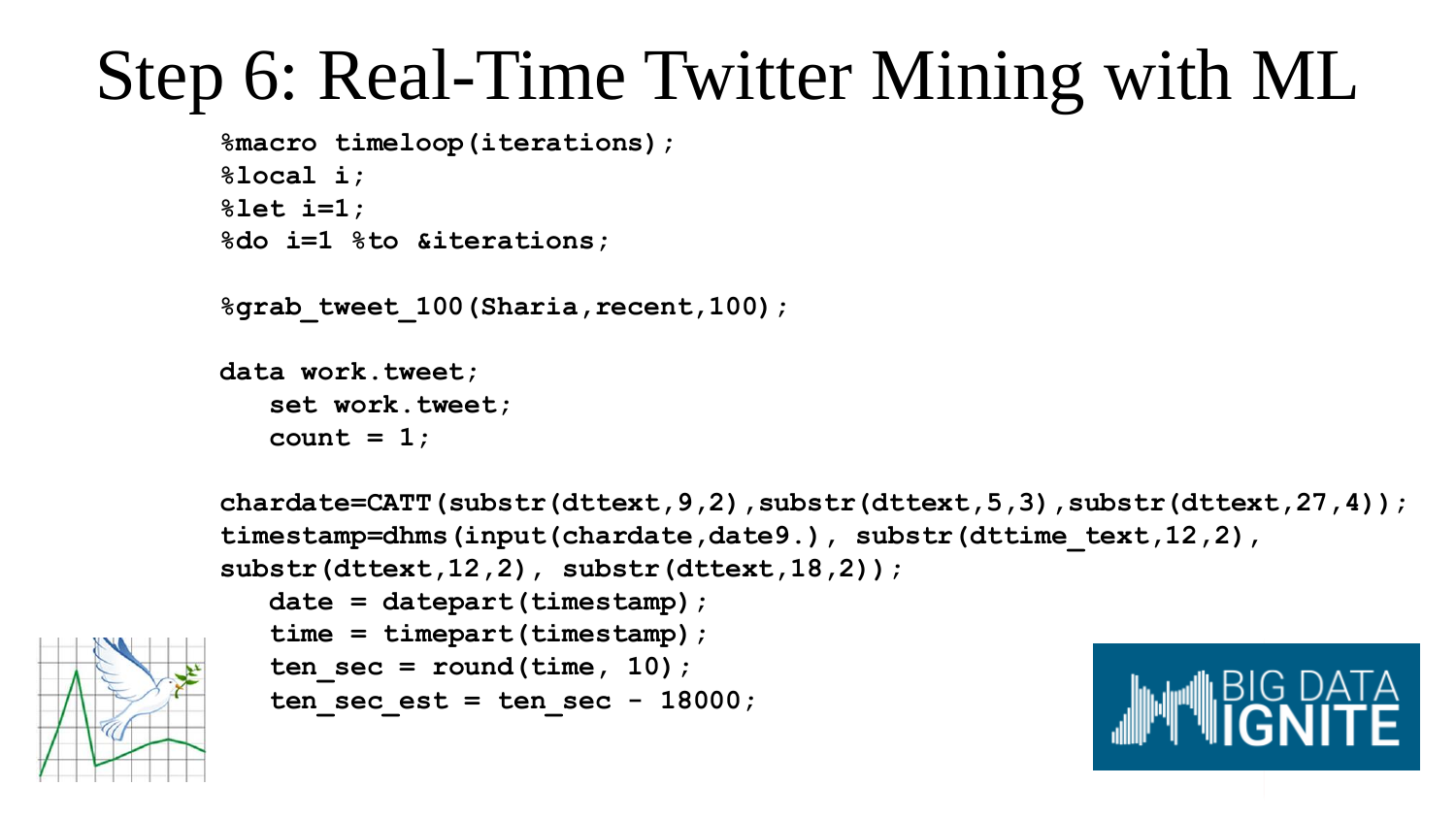# Step 6: Real-Time Twitter Mining with ML

```
%macro timeloop(iterations);
%local i;
%let i=1;
%do i=1 %to &iterations;

%grab_tweet_100(Sharia,recent,100);

data work.tweet;
   set work.tweet;
   count = 1;

chardate=CATT(substr(dttext,9,2),substr(dttext,5,3),substr(dttext,27,4));
timestamp=dhms(input(chardate,date9.), substr(dttime_text,12,2),
substr(dttext,12,2), substr(dttext,18,2));
   date = datepart(timestamp);
   time = timepart(timestamp);
   ten_sec = round(time, 10);
   ten_sec_est = ten_sec - 18000;
```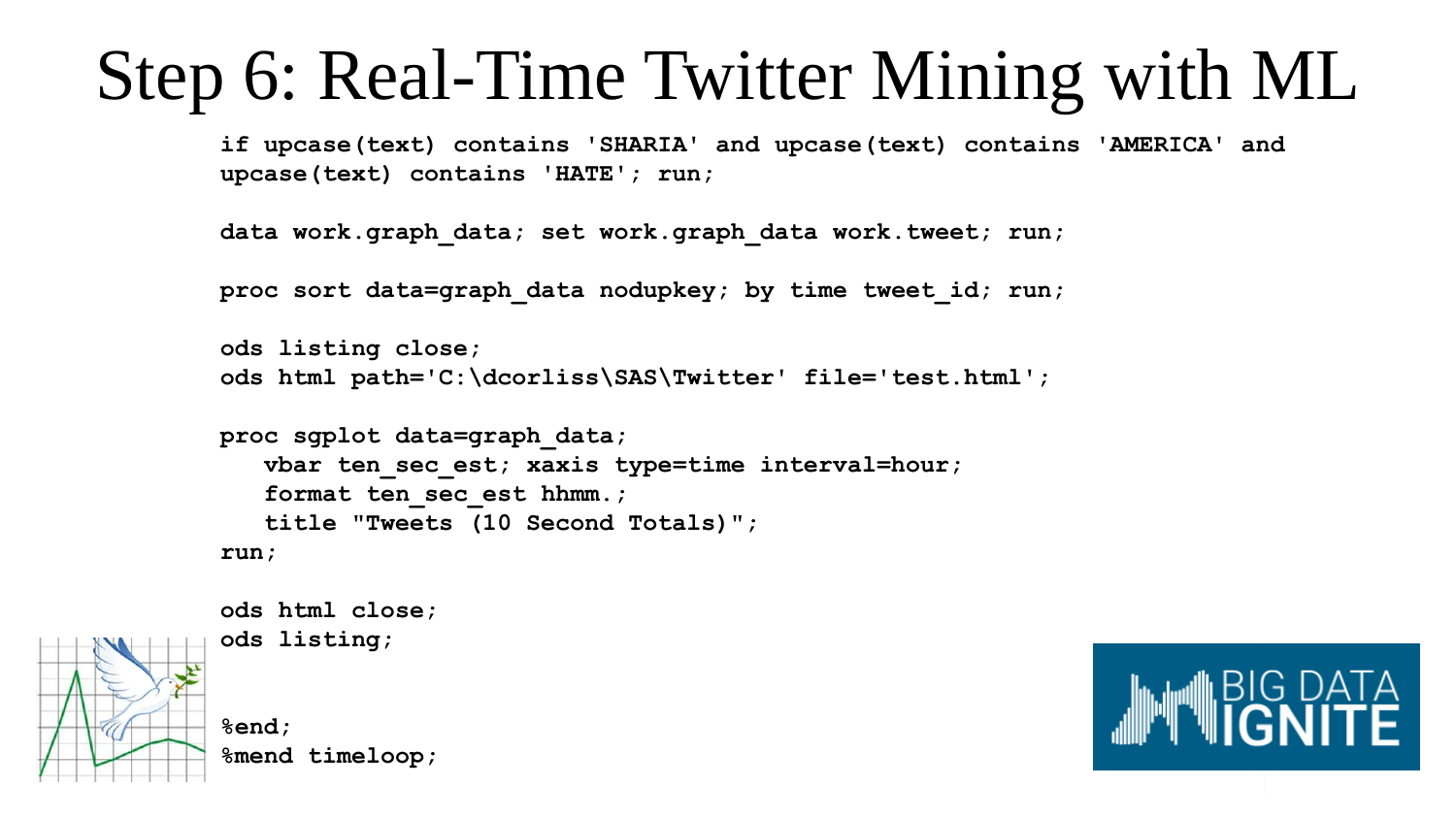# Step 6: Real-Time Twitter Mining with ML

```
if upcase(text) contains 'SHARIA' and upcase(text) contains 'AMERICA' and
upcase(text) contains 'HATE'; run;

data work.graph_data; set work.graph_data work.tweet; run;

proc sort data=graph_data nodupkey; by time tweet_id; run;

ods listing close;
ods html path='C:\dcorliss\SAS\Twitter' file='test.html';

proc sgplot data=graph_data;
   vbar ten_sec_est; xaxis type=time interval=hour;
   format ten_sec_est hhmm.;
   title "Tweets (10 Second Totals)";
run;

ods html close;
ods listing;


%end;
%mend timeloop;
```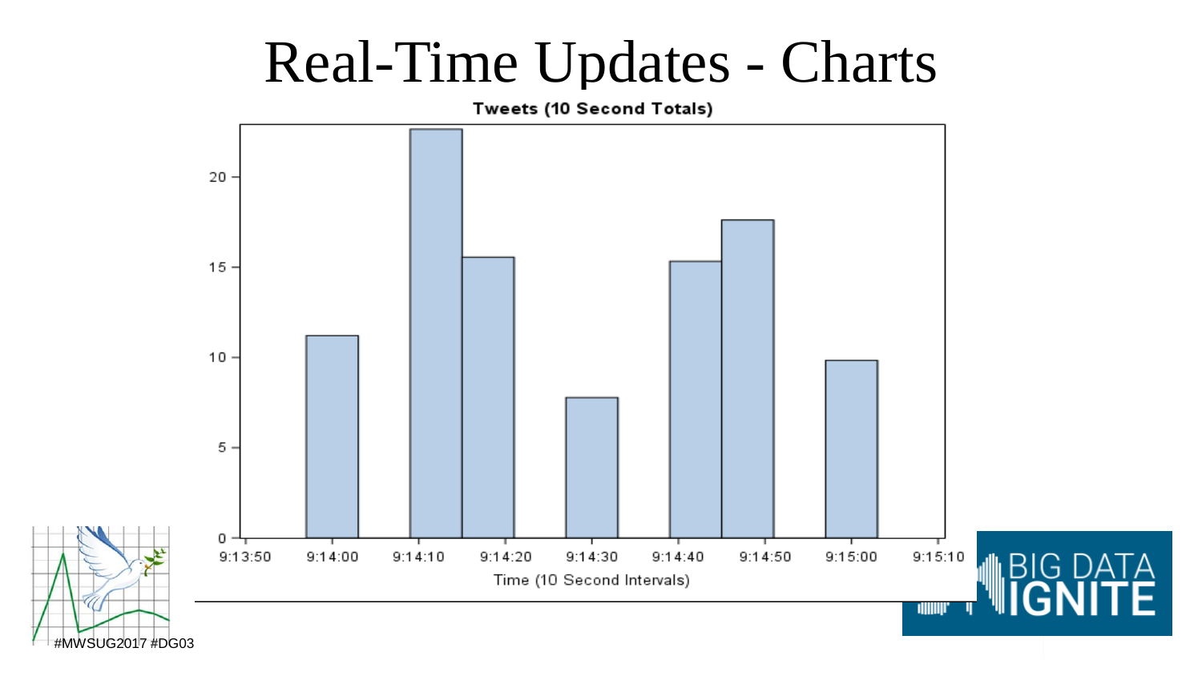# Real-Time Updates - Charts

Tweets (10 Second Totals)

Time (10 Second Intervals)

#MWSUG2017 #DG03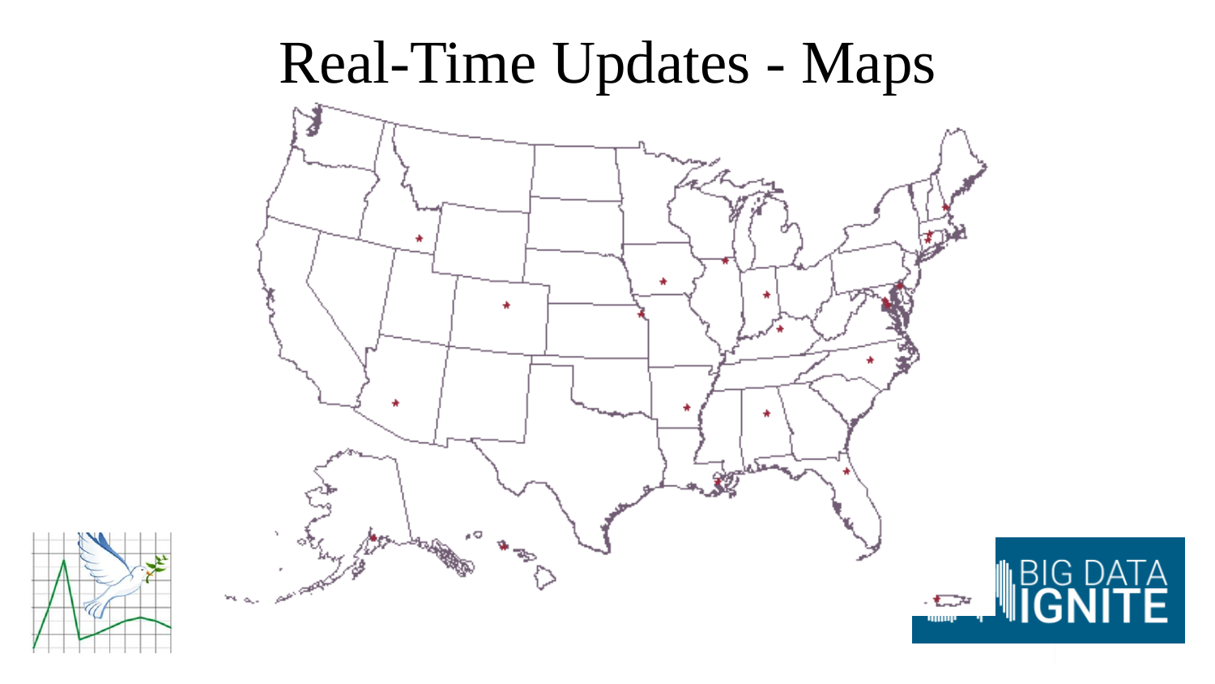# Real-Time Updates - Maps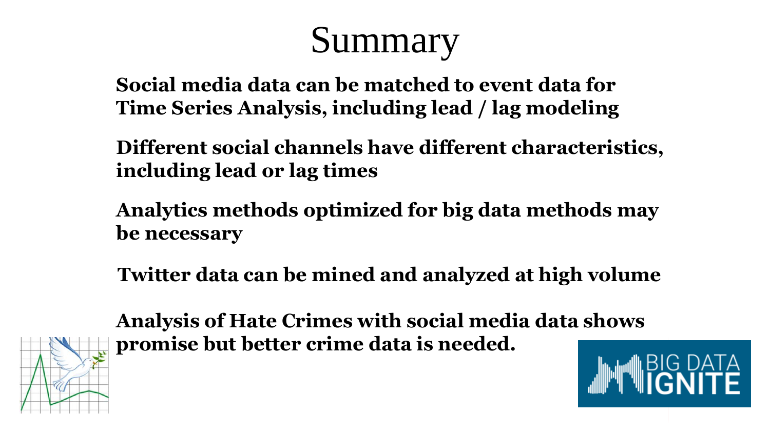# Summary

**Social media data can be matched to event data for Time Series Analysis, including lead / lag modeling**

**Different social channels have different characteristics, including lead or lag times**

**Analytics methods optimized for big data methods may be necessary**

**Twitter data can be mined and analyzed at high volume**

**Analysis of Hate Crimes with social media data shows promise but better crime data is needed.**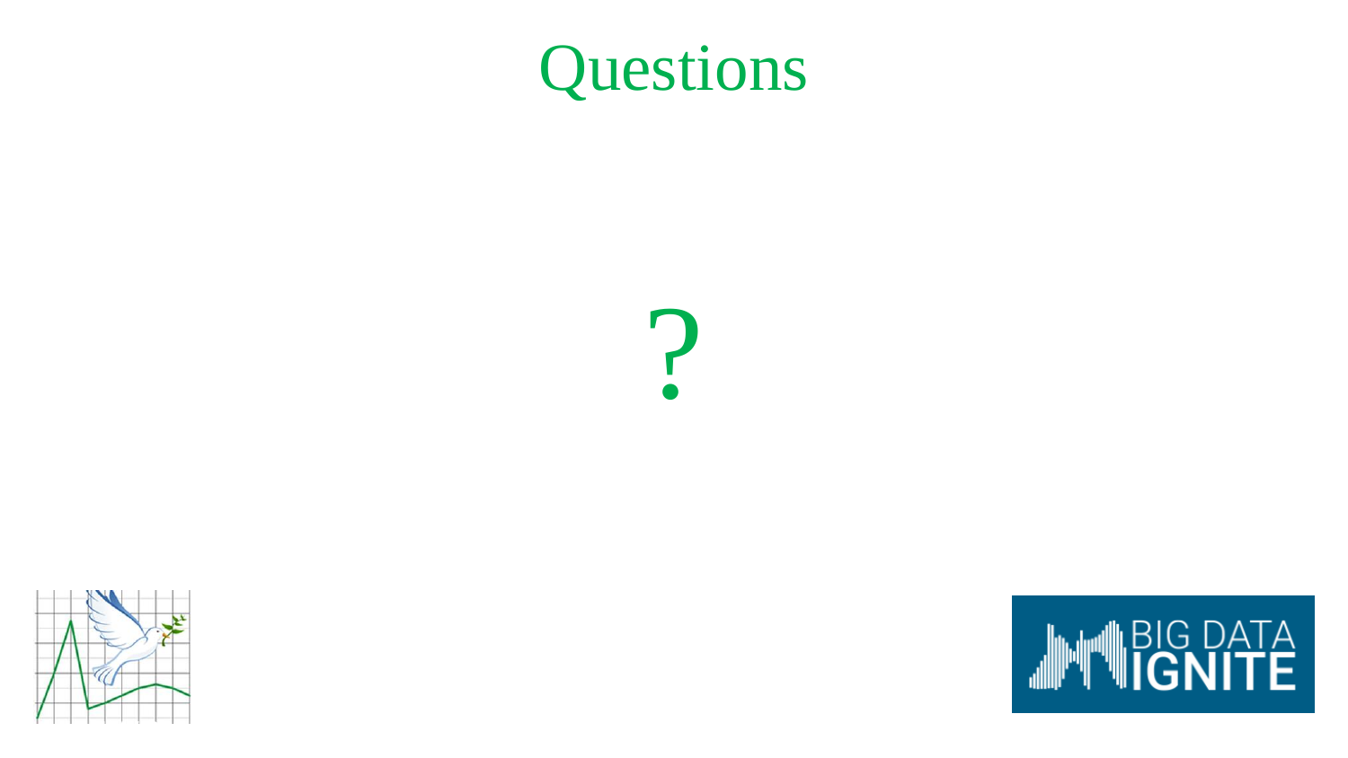# Questions

?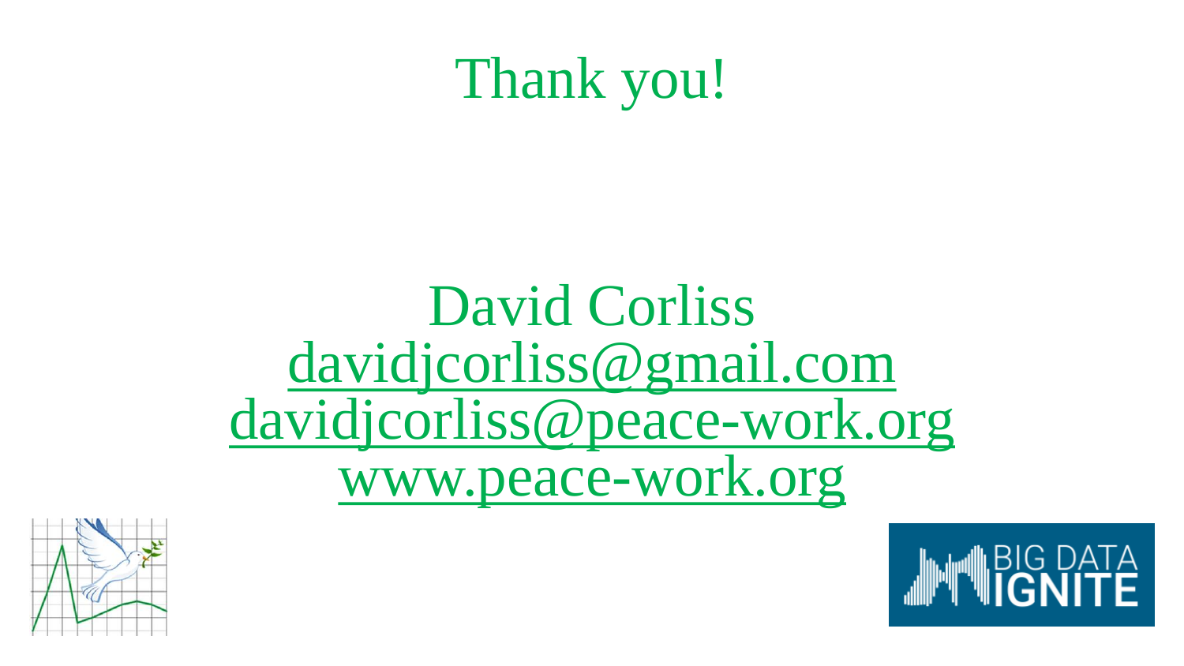# Thank you!

David Corliss
davidjcorliss@gmail.com
davidjcorliss@peace-work.org
www.peace-work.org